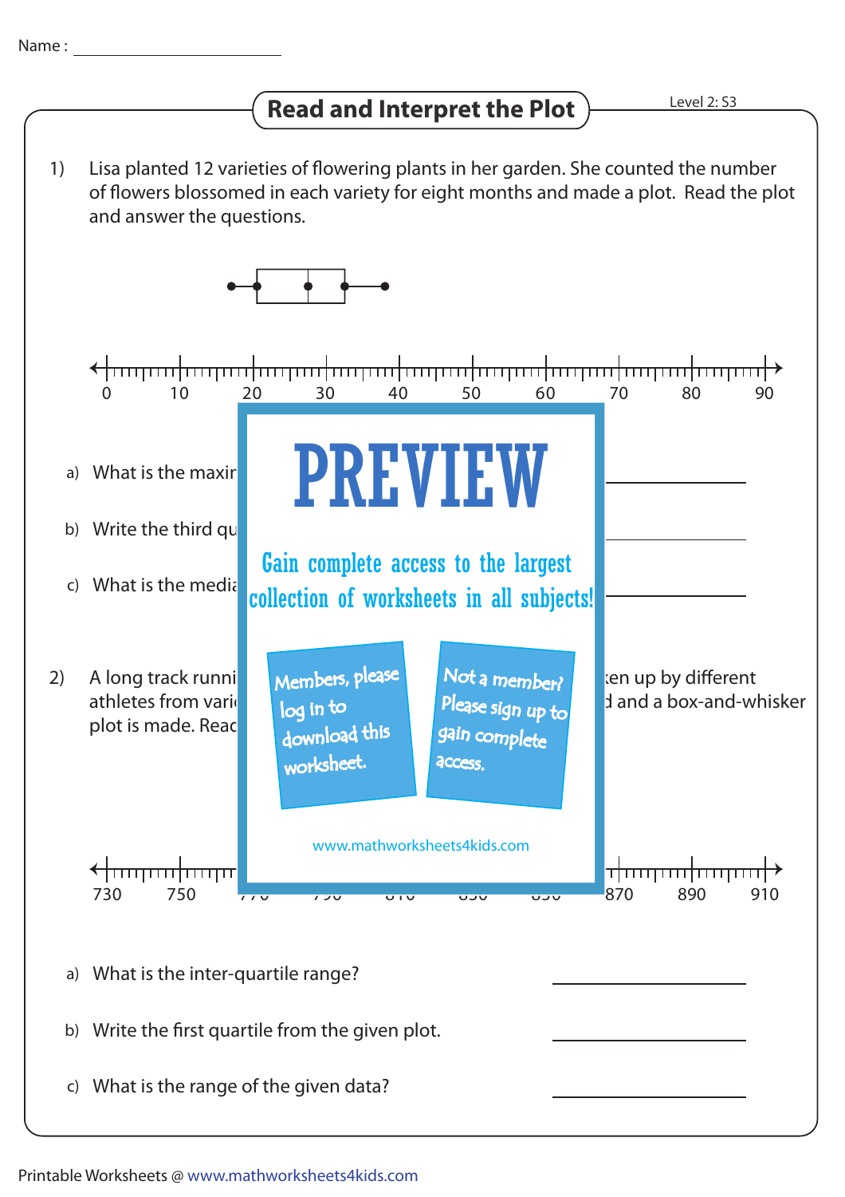Name : ____________________

# Read and Interpret the Plot

Level 2: S3

1) Lisa planted 12 varieties of flowering plants in her garden. She counted the number of flowers blossomed in each variety for eight months and made a plot. Read the plot and answer the questions.

0 10 20 30 40 50 60 70 80 90

a) What is the maxir

b) Write the third qu

c) What is the media

PREVIEW

Gain complete access to the largest collection of worksheets in all subjects!

Members, please log in to download this worksheet.

Not a member? Please sign up to gain complete access.

www.mathworksheets4kids.com

2) A long track runni ... ken up by different athletes from vari ... d and a box-and-whisker plot is made. Reac

730 750 ... 870 890 910

a) What is the inter-quartile range? ____________________

b) Write the first quartile from the given plot. ____________________

c) What is the range of the given data? ____________________

Printable Worksheets @ www.mathworksheets4kids.com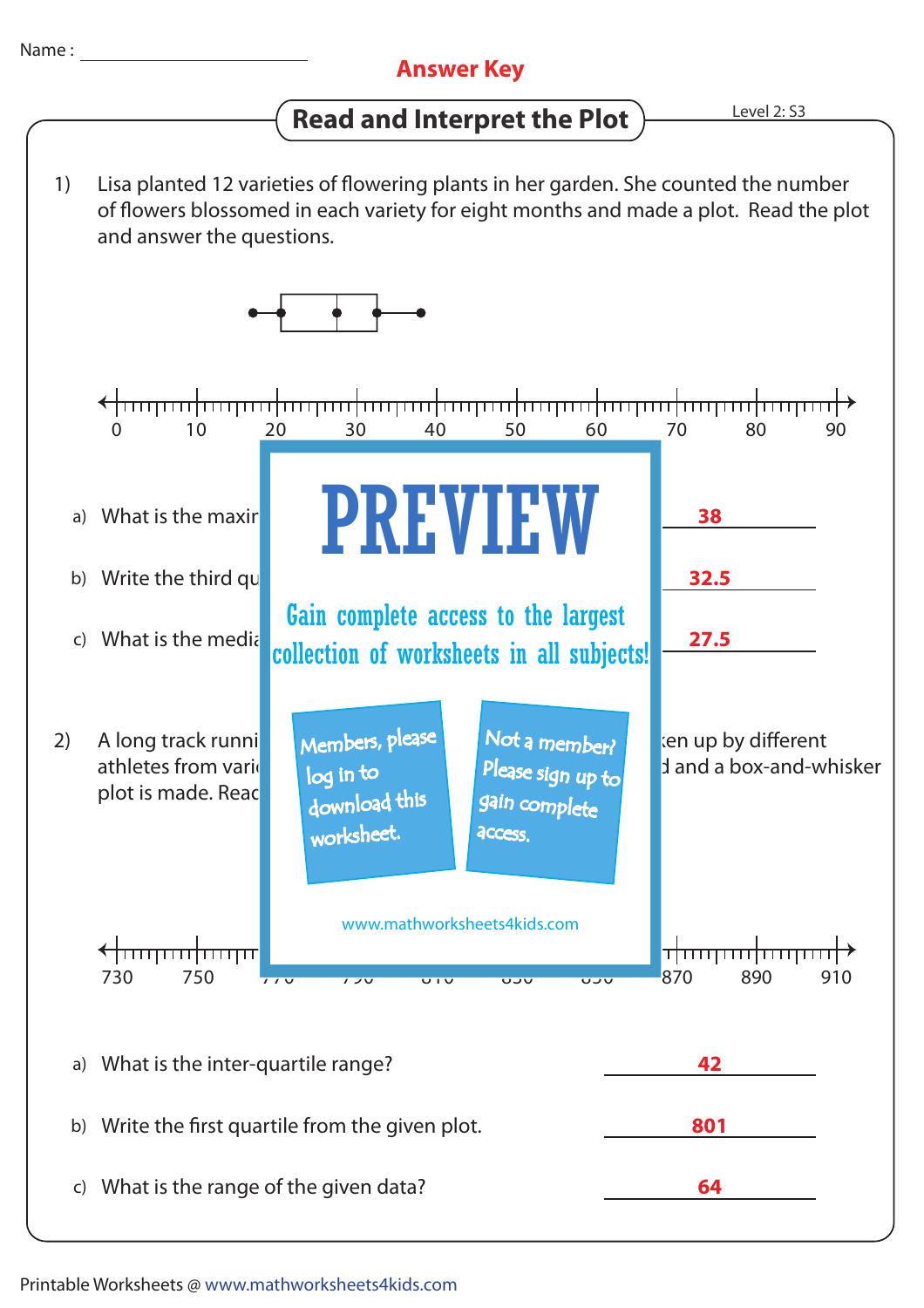Name : ____________________

**Answer Key**

## Read and Interpret the Plot

Level 2: S3

1) Lisa planted 12 varieties of flowering plants in her garden. She counted the number of flowers blossomed in each variety for eight months and made a plot. Read the plot and answer the questions.

0 10 20 30 40 50 60 70 80 90

a) What is the maxir **38**

b) Write the third qu **32.5**

c) What is the media **27.5**

PREVIEW

Gain complete access to the largest collection of worksheets in all subjects!

Members, please log in to download this worksheet.

Not a member? Please sign up to gain complete access.

www.mathworksheets4kids.com

2) A long track runni ... ken up by different athletes from vari ... d and a box-and-whisker plot is made. Reac

730 750 ... 870 890 910

a) What is the inter-quartile range? **42**

b) Write the first quartile from the given plot. **801**

c) What is the range of the given data? **64**

Printable Worksheets @ www.mathworksheets4kids.com